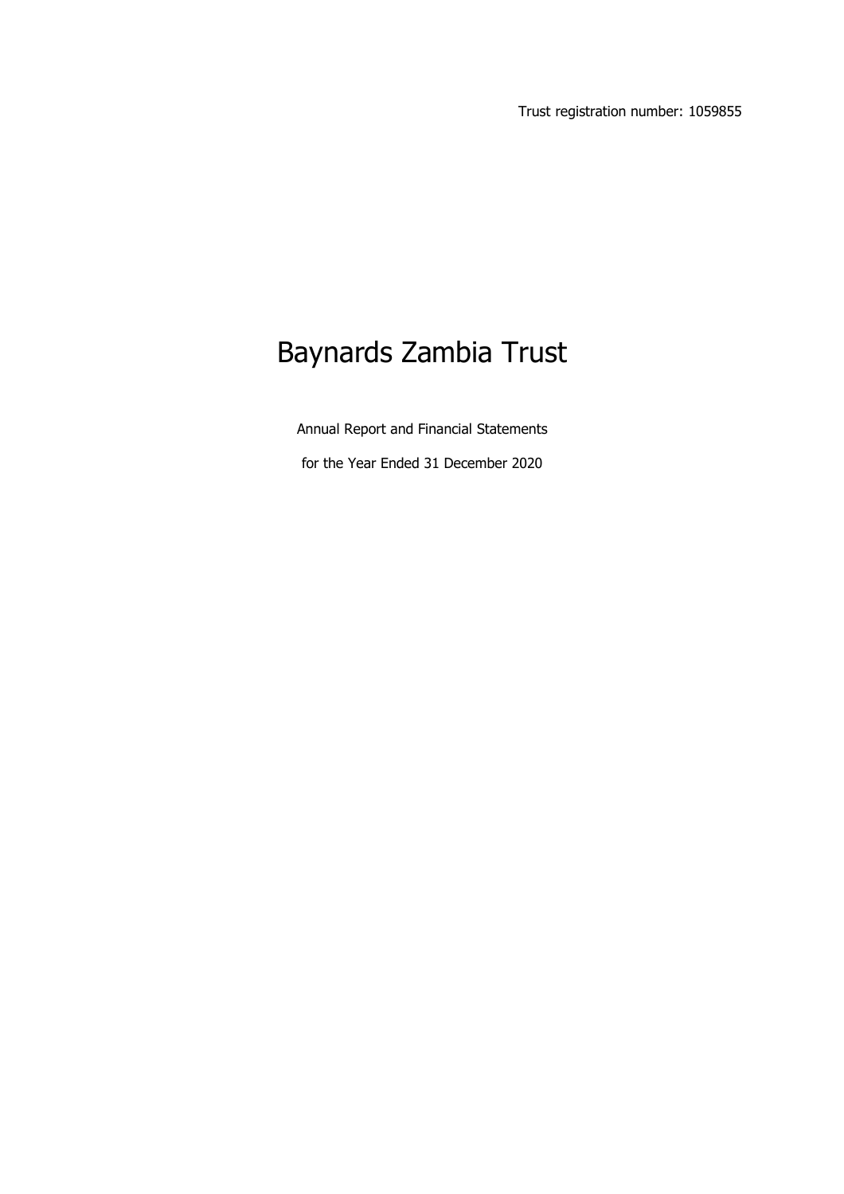Trust registration number: 1059855

# Baynards Zambia Trust

Annual Report and Financial Statements

for the Year Ended 31 December 2020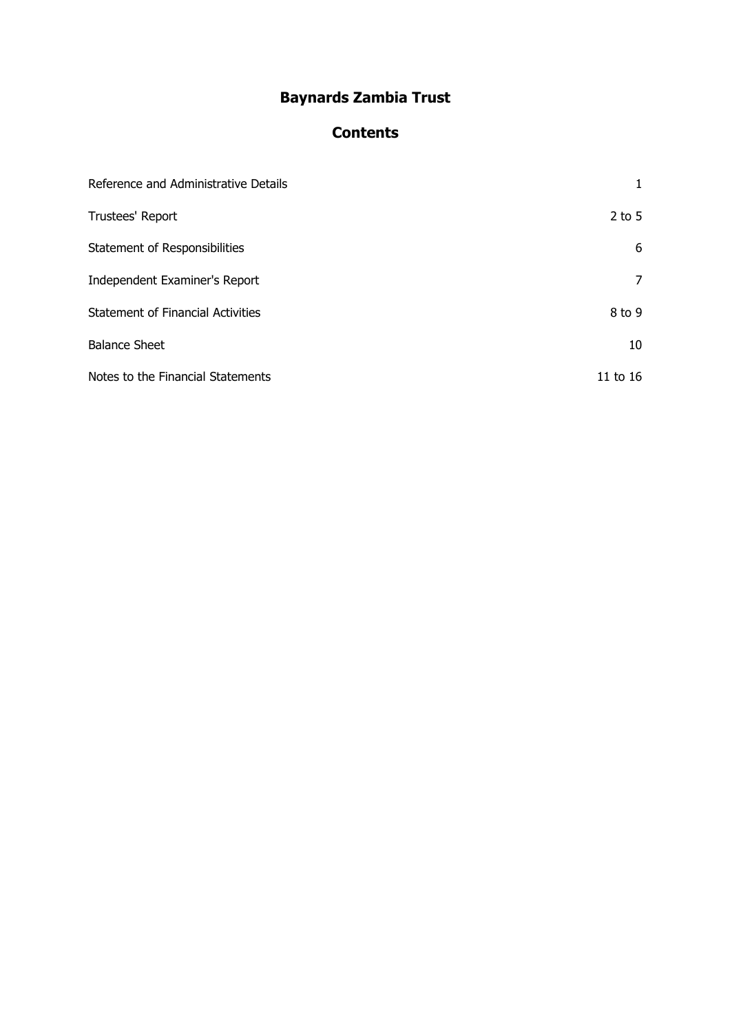# Baynards Zambia Trust

## Contents

| | |
|---|---|
| Reference and Administrative Details | 1 |
| Trustees' Report | 2 to 5 |
| Statement of Responsibilities | 6 |
| Independent Examiner's Report | 7 |
| Statement of Financial Activities | 8 to 9 |
| Balance Sheet | 10 |
| Notes to the Financial Statements | 11 to 16 |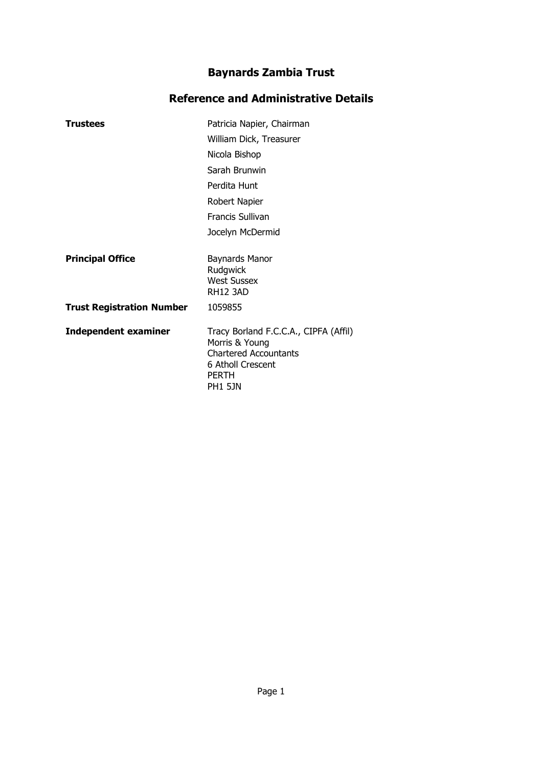# Baynards Zambia Trust

## Reference and Administrative Details

**Trustees**

Patricia Napier, Chairman
William Dick, Treasurer
Nicola Bishop
Sarah Brunwin
Perdita Hunt
Robert Napier
Francis Sullivan
Jocelyn McDermid

**Principal Office**

Baynards Manor
Rudgwick
West Sussex
RH12 3AD

**Trust Registration Number**

1059855

**Independent examiner**

Tracy Borland F.C.C.A., CIPFA (Affil)
Morris & Young
Chartered Accountants
6 Atholl Crescent
PERTH
PH1 5JN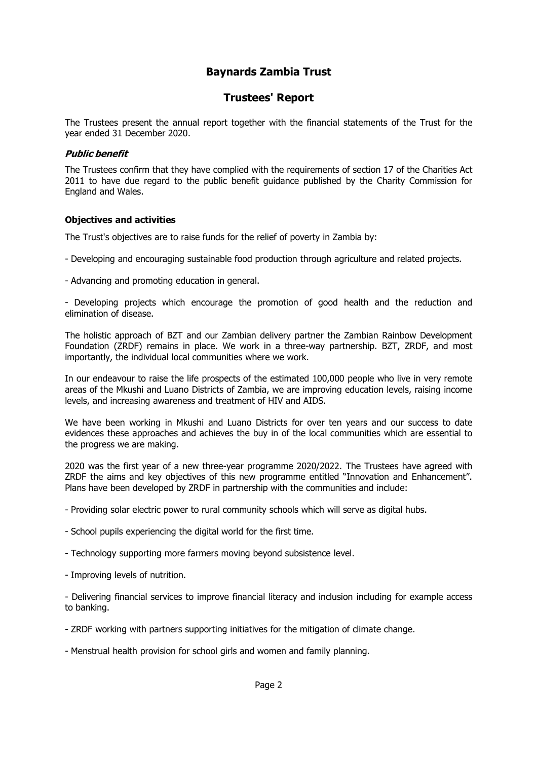# Baynards Zambia Trust

## Trustees' Report

The Trustees present the annual report together with the financial statements of the Trust for the year ended 31 December 2020.

### *Public benefit*

The Trustees confirm that they have complied with the requirements of section 17 of the Charities Act 2011 to have due regard to the public benefit guidance published by the Charity Commission for England and Wales.

### Objectives and activities

The Trust's objectives are to raise funds for the relief of poverty in Zambia by:

- Developing and encouraging sustainable food production through agriculture and related projects.

- Advancing and promoting education in general.

- Developing projects which encourage the promotion of good health and the reduction and elimination of disease.

The holistic approach of BZT and our Zambian delivery partner the Zambian Rainbow Development Foundation (ZRDF) remains in place. We work in a three-way partnership. BZT, ZRDF, and most importantly, the individual local communities where we work.

In our endeavour to raise the life prospects of the estimated 100,000 people who live in very remote areas of the Mkushi and Luano Districts of Zambia, we are improving education levels, raising income levels, and increasing awareness and treatment of HIV and AIDS.

We have been working in Mkushi and Luano Districts for over ten years and our success to date evidences these approaches and achieves the buy in of the local communities which are essential to the progress we are making.

2020 was the first year of a new three-year programme 2020/2022. The Trustees have agreed with ZRDF the aims and key objectives of this new programme entitled "Innovation and Enhancement". Plans have been developed by ZRDF in partnership with the communities and include:

- Providing solar electric power to rural community schools which will serve as digital hubs.

- School pupils experiencing the digital world for the first time.

- Technology supporting more farmers moving beyond subsistence level.

- Improving levels of nutrition.

- Delivering financial services to improve financial literacy and inclusion including for example access to banking.

- ZRDF working with partners supporting initiatives for the mitigation of climate change.

- Menstrual health provision for school girls and women and family planning.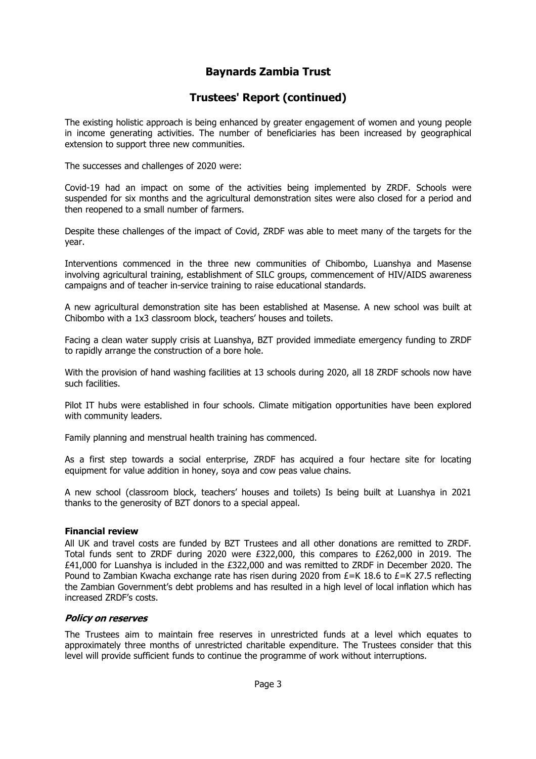# Baynards Zambia Trust

## Trustees' Report (continued)

The existing holistic approach is being enhanced by greater engagement of women and young people in income generating activities. The number of beneficiaries has been increased by geographical extension to support three new communities.

The successes and challenges of 2020 were:

Covid-19 had an impact on some of the activities being implemented by ZRDF. Schools were suspended for six months and the agricultural demonstration sites were also closed for a period and then reopened to a small number of farmers.

Despite these challenges of the impact of Covid, ZRDF was able to meet many of the targets for the year.

Interventions commenced in the three new communities of Chibombo, Luanshya and Masense involving agricultural training, establishment of SILC groups, commencement of HIV/AIDS awareness campaigns and of teacher in-service training to raise educational standards.

A new agricultural demonstration site has been established at Masense. A new school was built at Chibombo with a 1x3 classroom block, teachers' houses and toilets.

Facing a clean water supply crisis at Luanshya, BZT provided immediate emergency funding to ZRDF to rapidly arrange the construction of a bore hole.

With the provision of hand washing facilities at 13 schools during 2020, all 18 ZRDF schools now have such facilities.

Pilot IT hubs were established in four schools. Climate mitigation opportunities have been explored with community leaders.

Family planning and menstrual health training has commenced.

As a first step towards a social enterprise, ZRDF has acquired a four hectare site for locating equipment for value addition in honey, soya and cow peas value chains.

A new school (classroom block, teachers' houses and toilets) Is being built at Luanshya in 2021 thanks to the generosity of BZT donors to a special appeal.

**Financial review**

All UK and travel costs are funded by BZT Trustees and all other donations are remitted to ZRDF. Total funds sent to ZRDF during 2020 were £322,000, this compares to £262,000 in 2019. The £41,000 for Luanshya is included in the £322,000 and was remitted to ZRDF in December 2020. The Pound to Zambian Kwacha exchange rate has risen during 2020 from £=K 18.6 to £=K 27.5 reflecting the Zambian Government's debt problems and has resulted in a high level of local inflation which has increased ZRDF's costs.

***Policy on reserves***

The Trustees aim to maintain free reserves in unrestricted funds at a level which equates to approximately three months of unrestricted charitable expenditure. The Trustees consider that this level will provide sufficient funds to continue the programme of work without interruptions.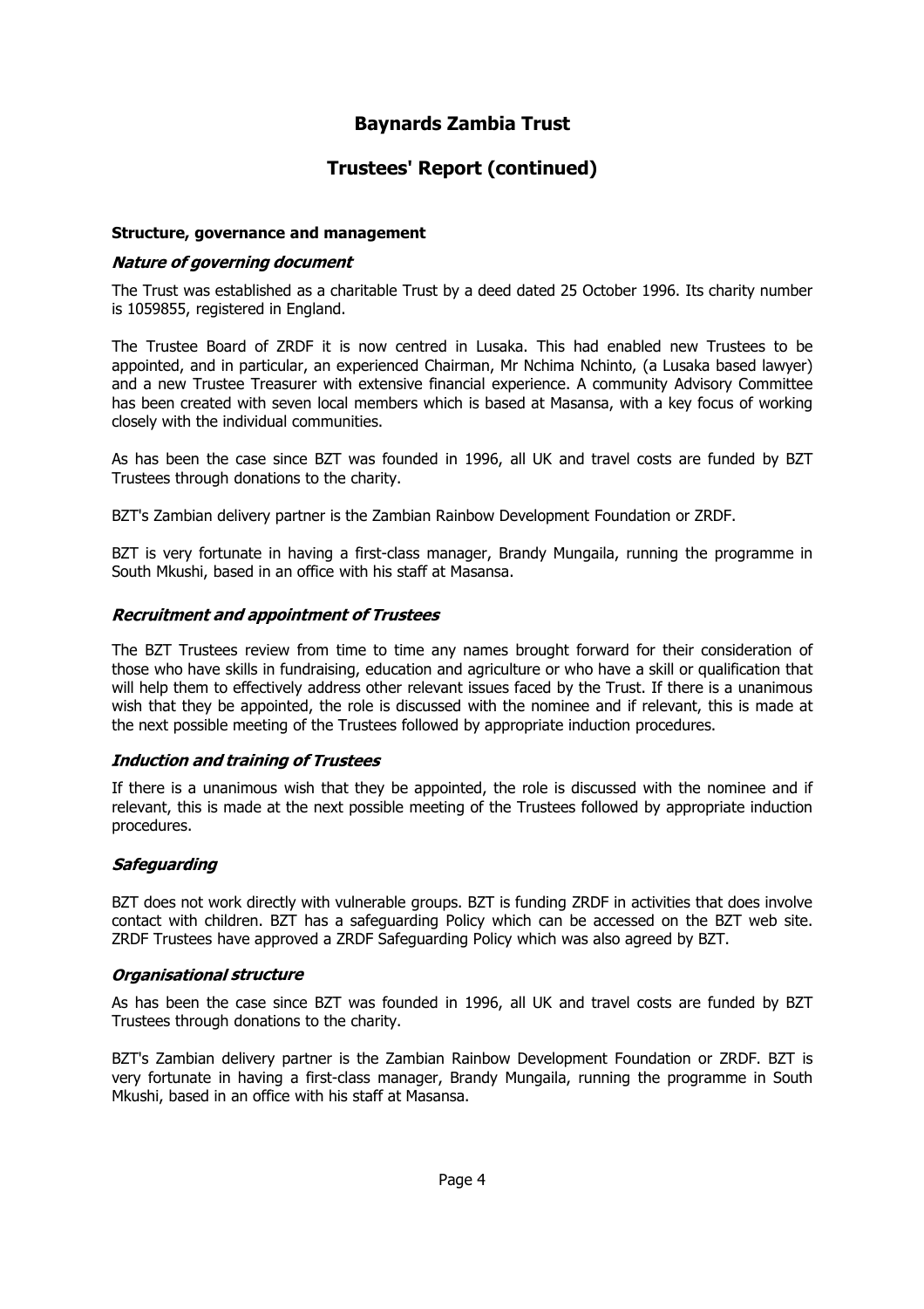# Baynards Zambia Trust

## Trustees' Report (continued)

**Structure, governance and management**

***Nature of governing document***

The Trust was established as a charitable Trust by a deed dated 25 October 1996. Its charity number is 1059855, registered in England.

The Trustee Board of ZRDF it is now centred in Lusaka. This had enabled new Trustees to be appointed, and in particular, an experienced Chairman, Mr Nchima Nchinto, (a Lusaka based lawyer) and a new Trustee Treasurer with extensive financial experience. A community Advisory Committee has been created with seven local members which is based at Masansa, with a key focus of working closely with the individual communities.

As has been the case since BZT was founded in 1996, all UK and travel costs are funded by BZT Trustees through donations to the charity.

BZT's Zambian delivery partner is the Zambian Rainbow Development Foundation or ZRDF.

BZT is very fortunate in having a first-class manager, Brandy Mungaila, running the programme in South Mkushi, based in an office with his staff at Masansa.

***Recruitment and appointment of Trustees***

The BZT Trustees review from time to time any names brought forward for their consideration of those who have skills in fundraising, education and agriculture or who have a skill or qualification that will help them to effectively address other relevant issues faced by the Trust. If there is a unanimous wish that they be appointed, the role is discussed with the nominee and if relevant, this is made at the next possible meeting of the Trustees followed by appropriate induction procedures.

***Induction and training of Trustees***

If there is a unanimous wish that they be appointed, the role is discussed with the nominee and if relevant, this is made at the next possible meeting of the Trustees followed by appropriate induction procedures.

***Safeguarding***

BZT does not work directly with vulnerable groups. BZT is funding ZRDF in activities that does involve contact with children. BZT has a safeguarding Policy which can be accessed on the BZT web site. ZRDF Trustees have approved a ZRDF Safeguarding Policy which was also agreed by BZT.

***Organisational structure***

As has been the case since BZT was founded in 1996, all UK and travel costs are funded by BZT Trustees through donations to the charity.

BZT's Zambian delivery partner is the Zambian Rainbow Development Foundation or ZRDF. BZT is very fortunate in having a first-class manager, Brandy Mungaila, running the programme in South Mkushi, based in an office with his staff at Masansa.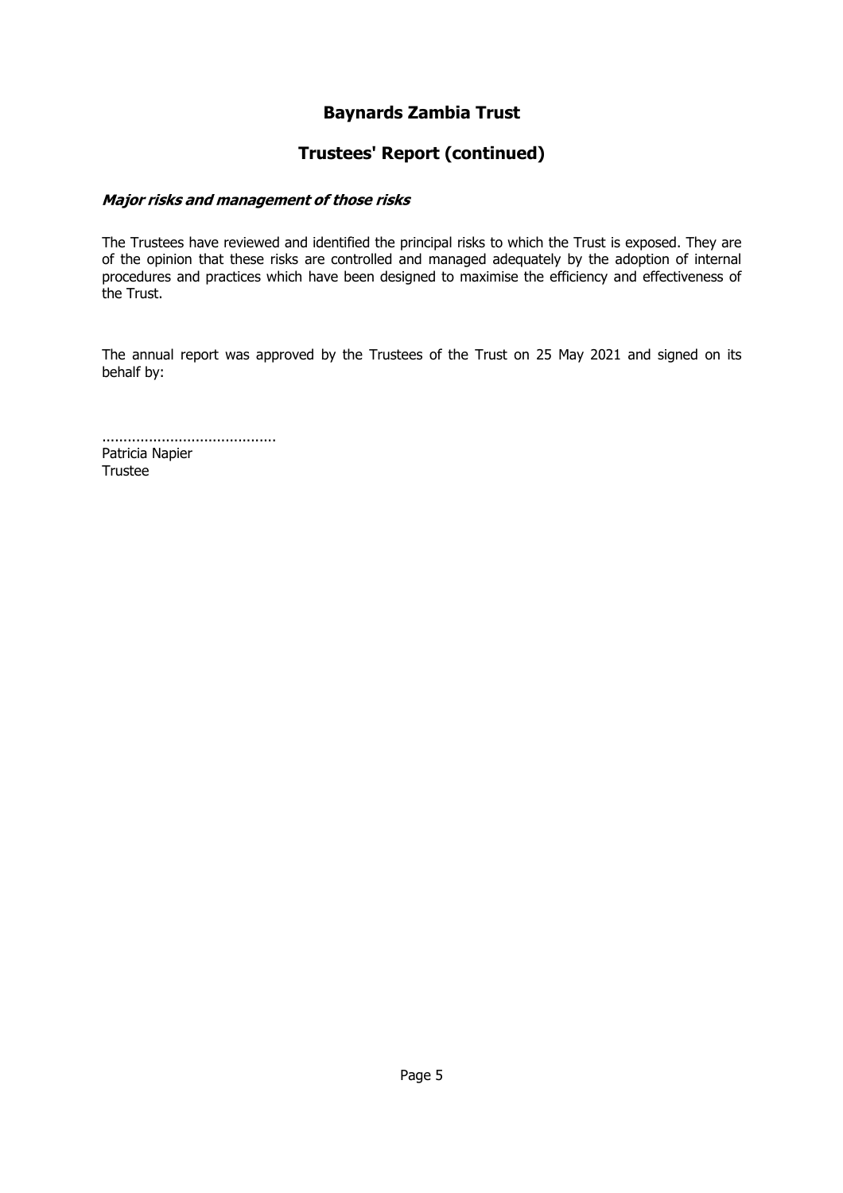# Baynards Zambia Trust

## Trustees' Report (continued)

### *Major risks and management of those risks*

The Trustees have reviewed and identified the principal risks to which the Trust is exposed. They are of the opinion that these risks are controlled and managed adequately by the adoption of internal procedures and practices which have been designed to maximise the efficiency and effectiveness of the Trust.

The annual report was approved by the Trustees of the Trust on 25 May 2021 and signed on its behalf by:

.........................................
Patricia Napier
Trustee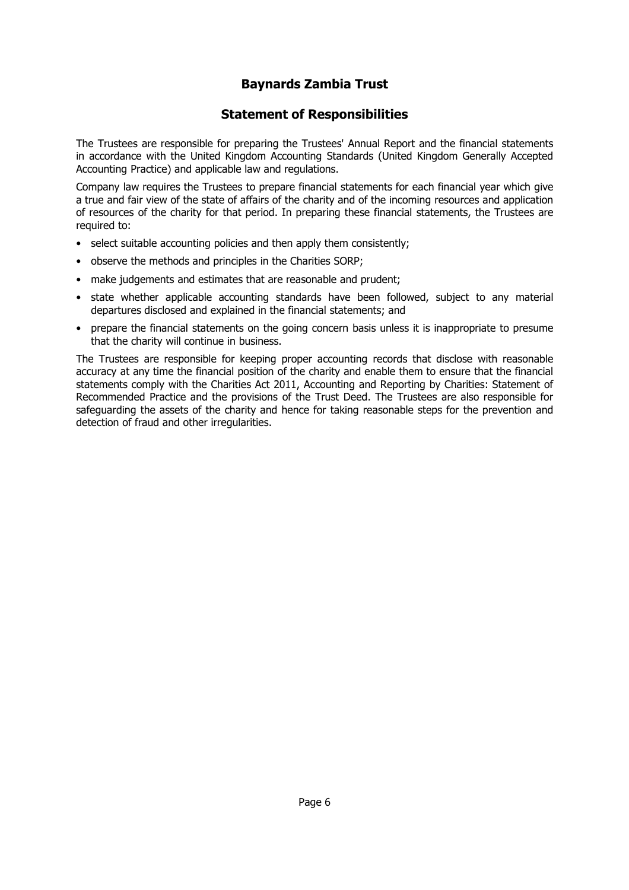# Baynards Zambia Trust

## Statement of Responsibilities

The Trustees are responsible for preparing the Trustees' Annual Report and the financial statements in accordance with the United Kingdom Accounting Standards (United Kingdom Generally Accepted Accounting Practice) and applicable law and regulations.

Company law requires the Trustees to prepare financial statements for each financial year which give a true and fair view of the state of affairs of the charity and of the incoming resources and application of resources of the charity for that period. In preparing these financial statements, the Trustees are required to:

- select suitable accounting policies and then apply them consistently;
- observe the methods and principles in the Charities SORP;
- make judgements and estimates that are reasonable and prudent;
- state whether applicable accounting standards have been followed, subject to any material departures disclosed and explained in the financial statements; and
- prepare the financial statements on the going concern basis unless it is inappropriate to presume that the charity will continue in business.

The Trustees are responsible for keeping proper accounting records that disclose with reasonable accuracy at any time the financial position of the charity and enable them to ensure that the financial statements comply with the Charities Act 2011, Accounting and Reporting by Charities: Statement of Recommended Practice and the provisions of the Trust Deed. The Trustees are also responsible for safeguarding the assets of the charity and hence for taking reasonable steps for the prevention and detection of fraud and other irregularities.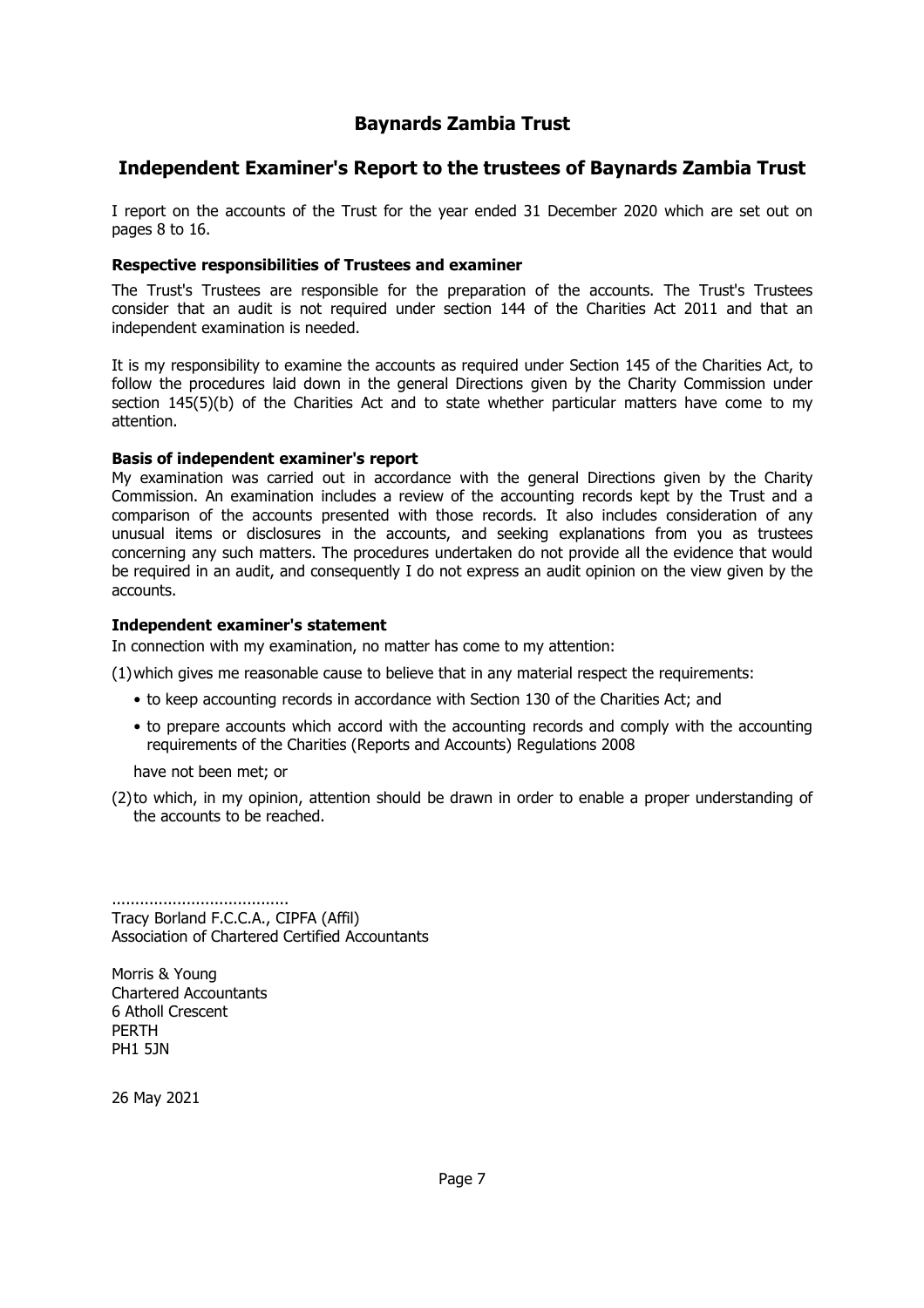# Baynards Zambia Trust

## Independent Examiner's Report to the trustees of Baynards Zambia Trust

I report on the accounts of the Trust for the year ended 31 December 2020 which are set out on pages 8 to 16.

### Respective responsibilities of Trustees and examiner

The Trust's Trustees are responsible for the preparation of the accounts. The Trust's Trustees consider that an audit is not required under section 144 of the Charities Act 2011 and that an independent examination is needed.

It is my responsibility to examine the accounts as required under Section 145 of the Charities Act, to follow the procedures laid down in the general Directions given by the Charity Commission under section 145(5)(b) of the Charities Act and to state whether particular matters have come to my attention.

### Basis of independent examiner's report

My examination was carried out in accordance with the general Directions given by the Charity Commission. An examination includes a review of the accounting records kept by the Trust and a comparison of the accounts presented with those records. It also includes consideration of any unusual items or disclosures in the accounts, and seeking explanations from you as trustees concerning any such matters. The procedures undertaken do not provide all the evidence that would be required in an audit, and consequently I do not express an audit opinion on the view given by the accounts.

### Independent examiner's statement

In connection with my examination, no matter has come to my attention:

(1) which gives me reasonable cause to believe that in any material respect the requirements:

- to keep accounting records in accordance with Section 130 of the Charities Act; and
- to prepare accounts which accord with the accounting records and comply with the accounting requirements of the Charities (Reports and Accounts) Regulations 2008

have not been met; or

(2) to which, in my opinion, attention should be drawn in order to enable a proper understanding of the accounts to be reached.

......................................
Tracy Borland F.C.C.A., CIPFA (Affil)
Association of Chartered Certified Accountants

Morris & Young
Chartered Accountants
6 Atholl Crescent
PERTH
PH1 5JN

26 May 2021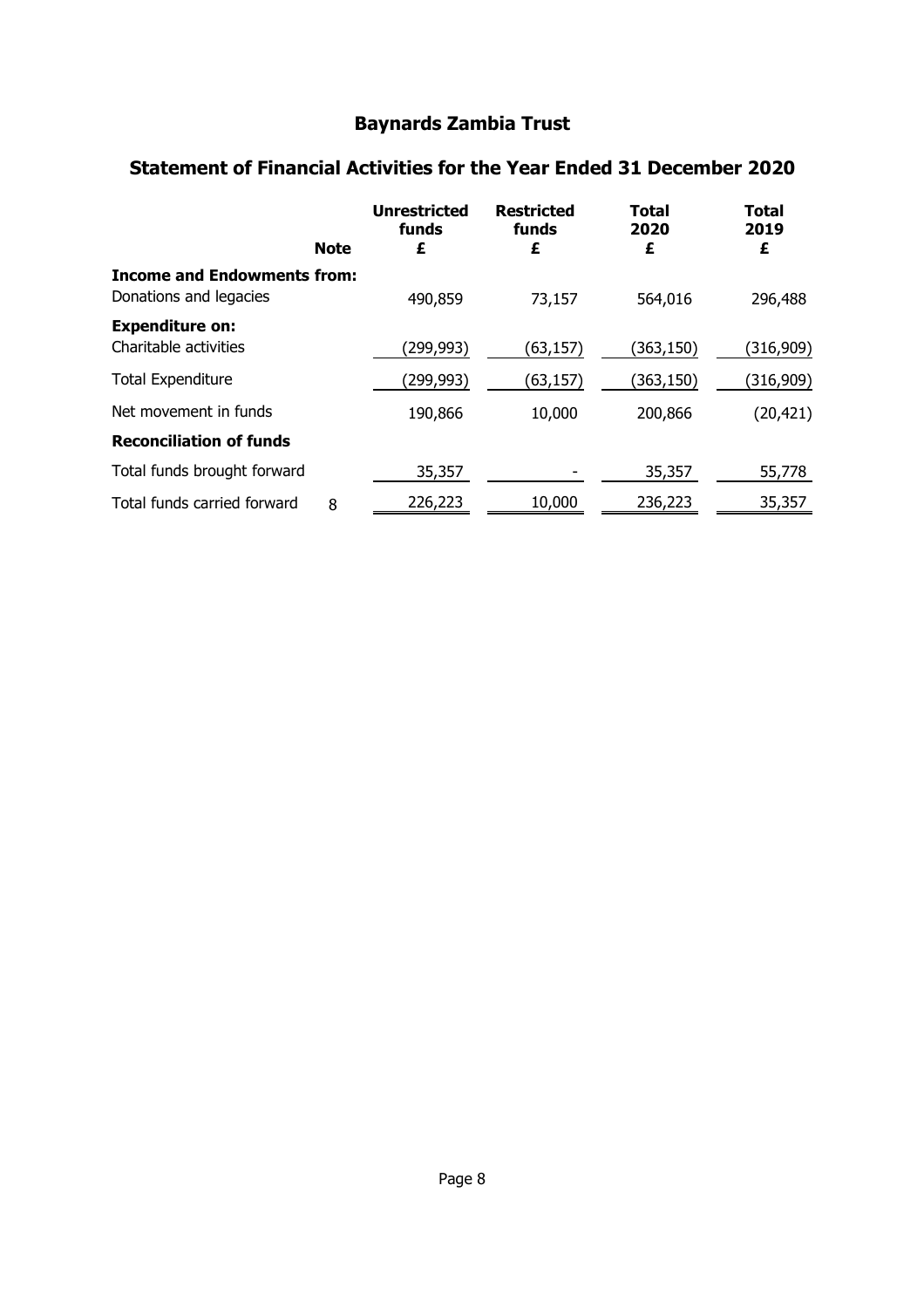# Baynards Zambia Trust

## Statement of Financial Activities for the Year Ended 31 December 2020

| | Note | Unrestricted funds £ | Restricted funds £ | Total 2020 £ | Total 2019 £ |
|---|---|---|---|---|---|
| **Income and Endowments from:** | | | | | |
| Donations and legacies | | 490,859 | 73,157 | 564,016 | 296,488 |
| **Expenditure on:** | | | | | |
| Charitable activities | | (299,993) | (63,157) | (363,150) | (316,909) |
| Total Expenditure | | (299,993) | (63,157) | (363,150) | (316,909) |
| Net movement in funds | | 190,866 | 10,000 | 200,866 | (20,421) |
| **Reconciliation of funds** | | | | | |
| Total funds brought forward | | 35,357 | - | 35,357 | 55,778 |
| Total funds carried forward | 8 | 226,223 | 10,000 | 236,223 | 35,357 |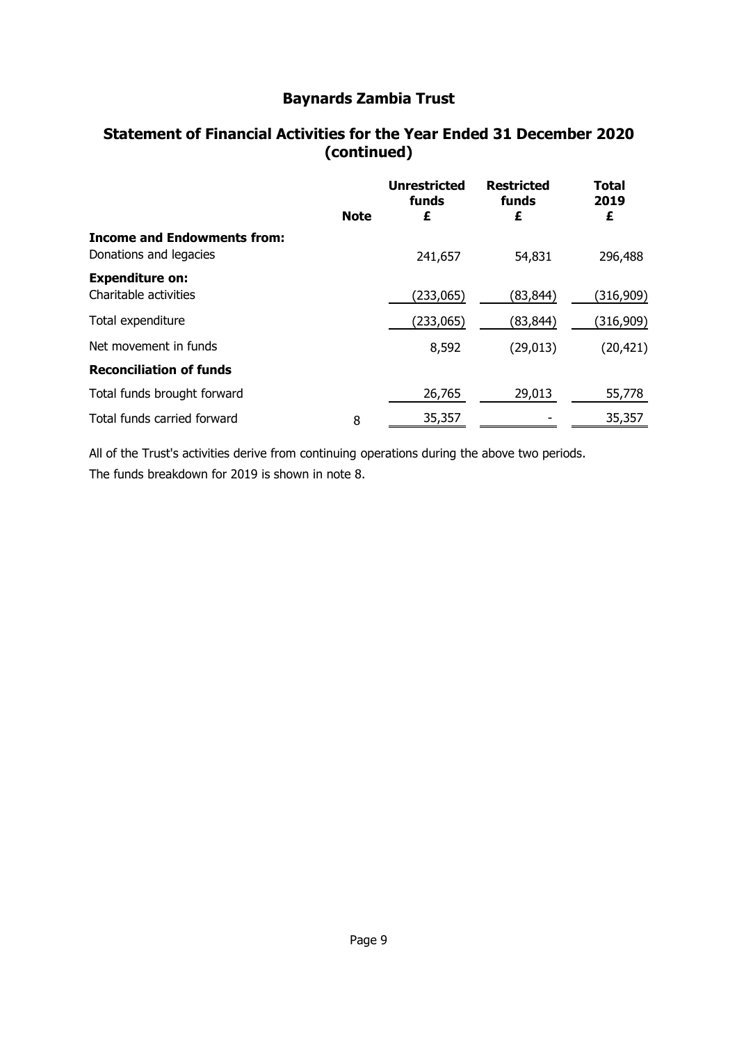# Baynards Zambia Trust

## Statement of Financial Activities for the Year Ended 31 December 2020 (continued)

| | Note | Unrestricted funds £ | Restricted funds £ | Total 2019 £ |
|---|---|---|---|---|
| **Income and Endowments from:** | | | | |
| Donations and legacies | | 241,657 | 54,831 | 296,488 |
| **Expenditure on:** | | | | |
| Charitable activities | | (233,065) | (83,844) | (316,909) |
| Total expenditure | | (233,065) | (83,844) | (316,909) |
| Net movement in funds | | 8,592 | (29,013) | (20,421) |
| **Reconciliation of funds** | | | | |
| Total funds brought forward | | 26,765 | 29,013 | 55,778 |
| Total funds carried forward | 8 | 35,357 | - | 35,357 |

All of the Trust's activities derive from continuing operations during the above two periods.

The funds breakdown for 2019 is shown in note 8.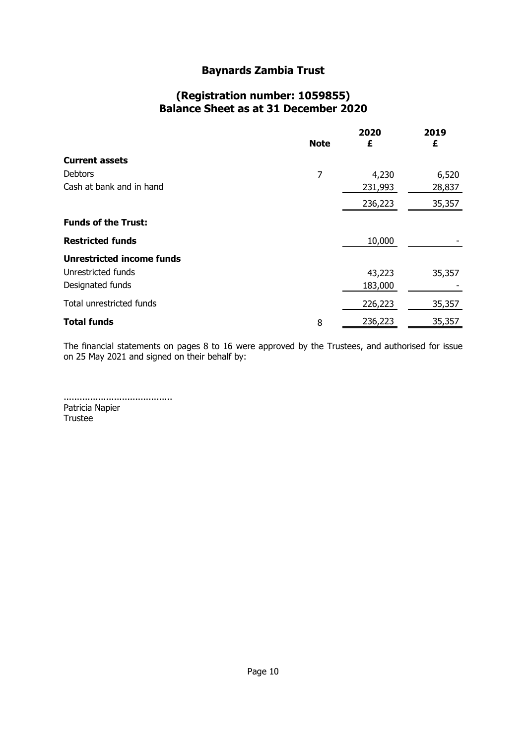# Baynards Zambia Trust

## (Registration number: 1059855)
## Balance Sheet as at 31 December 2020

| | Note | 2020<br>£ | 2019<br>£ |
|---|---|---|---|
| **Current assets** | | | |
| Debtors | 7 | 4,230 | 6,520 |
| Cash at bank and in hand | | 231,993 | 28,837 |
| | | 236,223 | 35,357 |
| **Funds of the Trust:** | | | |
| **Restricted funds** | | 10,000 | - |
| **Unrestricted income funds** | | | |
| Unrestricted funds | | 43,223 | 35,357 |
| Designated funds | | 183,000 | - |
| Total unrestricted funds | | 226,223 | 35,357 |
| **Total funds** | 8 | 236,223 | 35,357 |

The financial statements on pages 8 to 16 were approved by the Trustees, and authorised for issue on 25 May 2021 and signed on their behalf by:

.........................................
Patricia Napier
Trustee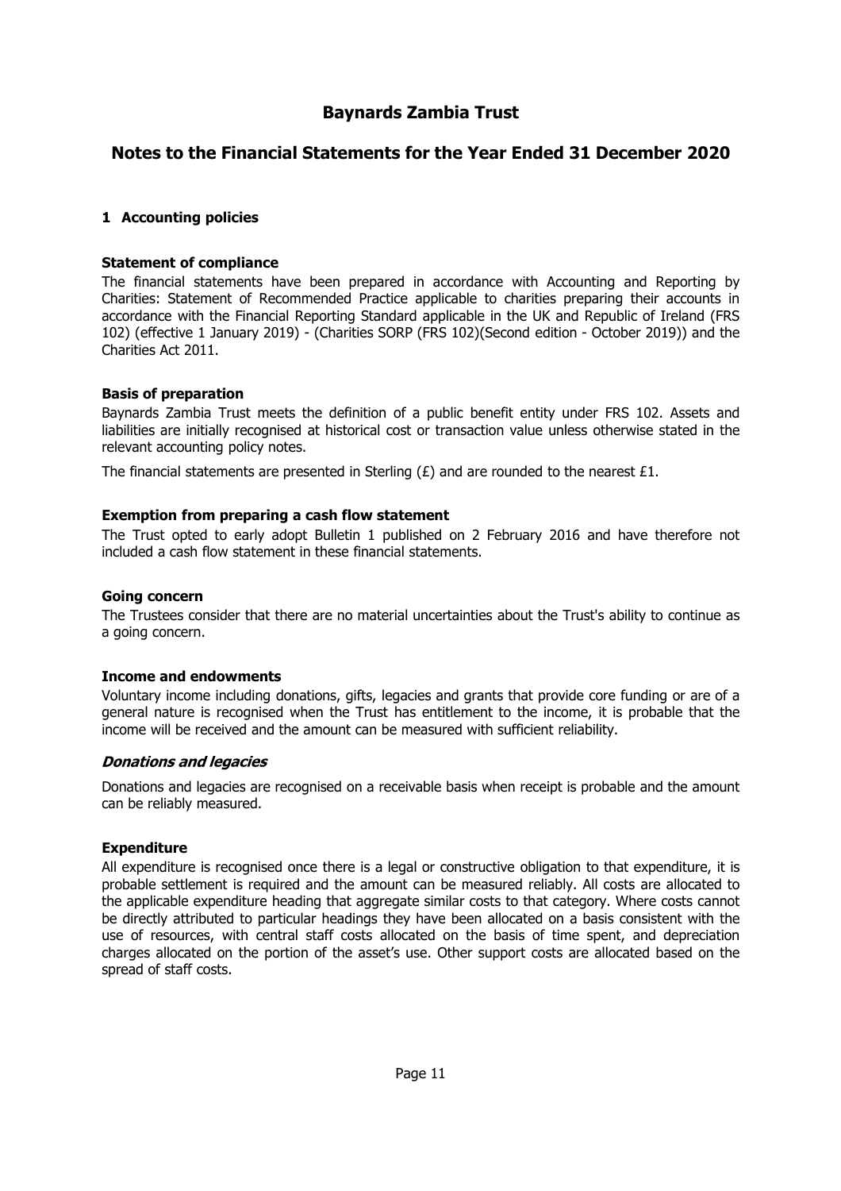# Baynards Zambia Trust

## Notes to the Financial Statements for the Year Ended 31 December 2020

### 1 Accounting policies

**Statement of compliance**

The financial statements have been prepared in accordance with Accounting and Reporting by Charities: Statement of Recommended Practice applicable to charities preparing their accounts in accordance with the Financial Reporting Standard applicable in the UK and Republic of Ireland (FRS 102) (effective 1 January 2019) - (Charities SORP (FRS 102)(Second edition - October 2019)) and the Charities Act 2011.

**Basis of preparation**

Baynards Zambia Trust meets the definition of a public benefit entity under FRS 102. Assets and liabilities are initially recognised at historical cost or transaction value unless otherwise stated in the relevant accounting policy notes.

The financial statements are presented in Sterling (£) and are rounded to the nearest £1.

**Exemption from preparing a cash flow statement**

The Trust opted to early adopt Bulletin 1 published on 2 February 2016 and have therefore not included a cash flow statement in these financial statements.

**Going concern**

The Trustees consider that there are no material uncertainties about the Trust's ability to continue as a going concern.

**Income and endowments**

Voluntary income including donations, gifts, legacies and grants that provide core funding or are of a general nature is recognised when the Trust has entitlement to the income, it is probable that the income will be received and the amount can be measured with sufficient reliability.

***Donations and legacies***

Donations and legacies are recognised on a receivable basis when receipt is probable and the amount can be reliably measured.

**Expenditure**

All expenditure is recognised once there is a legal or constructive obligation to that expenditure, it is probable settlement is required and the amount can be measured reliably. All costs are allocated to the applicable expenditure heading that aggregate similar costs to that category. Where costs cannot be directly attributed to particular headings they have been allocated on a basis consistent with the use of resources, with central staff costs allocated on the basis of time spent, and depreciation charges allocated on the portion of the asset's use. Other support costs are allocated based on the spread of staff costs.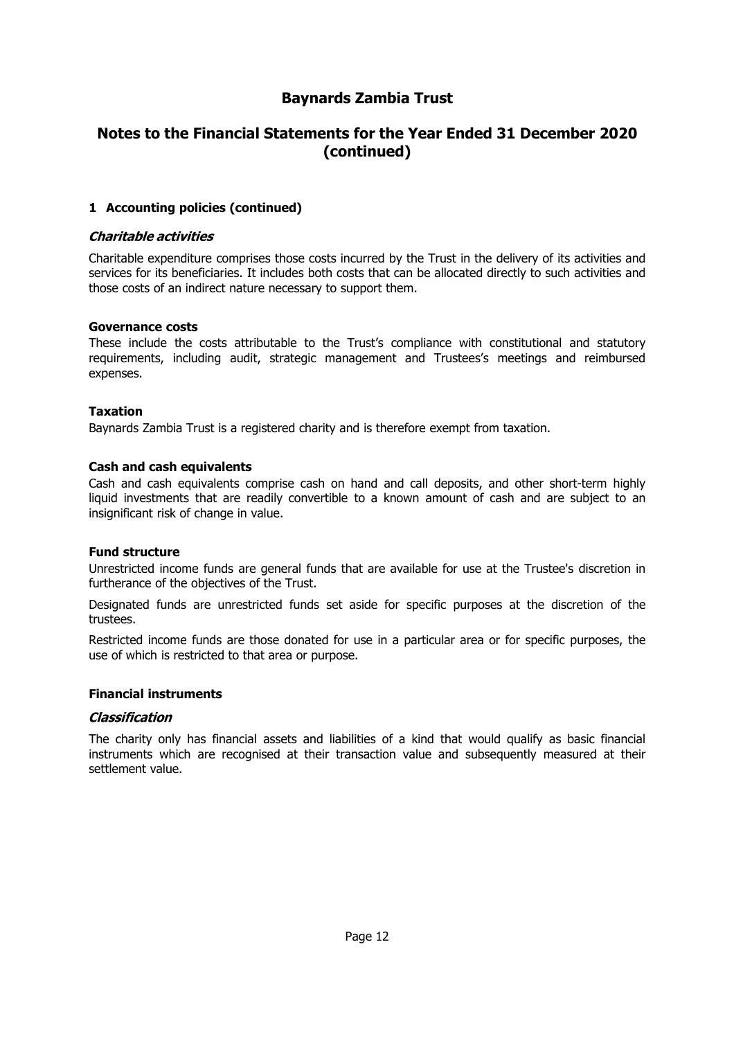## 1 Accounting policies (continued)

### *Charitable activities*

Charitable expenditure comprises those costs incurred by the Trust in the delivery of its activities and services for its beneficiaries. It includes both costs that can be allocated directly to such activities and those costs of an indirect nature necessary to support them.

**Governance costs**

These include the costs attributable to the Trust's compliance with constitutional and statutory requirements, including audit, strategic management and Trustees's meetings and reimbursed expenses.

**Taxation**

Baynards Zambia Trust is a registered charity and is therefore exempt from taxation.

**Cash and cash equivalents**

Cash and cash equivalents comprise cash on hand and call deposits, and other short-term highly liquid investments that are readily convertible to a known amount of cash and are subject to an insignificant risk of change in value.

**Fund structure**

Unrestricted income funds are general funds that are available for use at the Trustee's discretion in furtherance of the objectives of the Trust.

Designated funds are unrestricted funds set aside for specific purposes at the discretion of the trustees.

Restricted income funds are those donated for use in a particular area or for specific purposes, the use of which is restricted to that area or purpose.

**Financial instruments**

### *Classification*

The charity only has financial assets and liabilities of a kind that would qualify as basic financial instruments which are recognised at their transaction value and subsequently measured at their settlement value.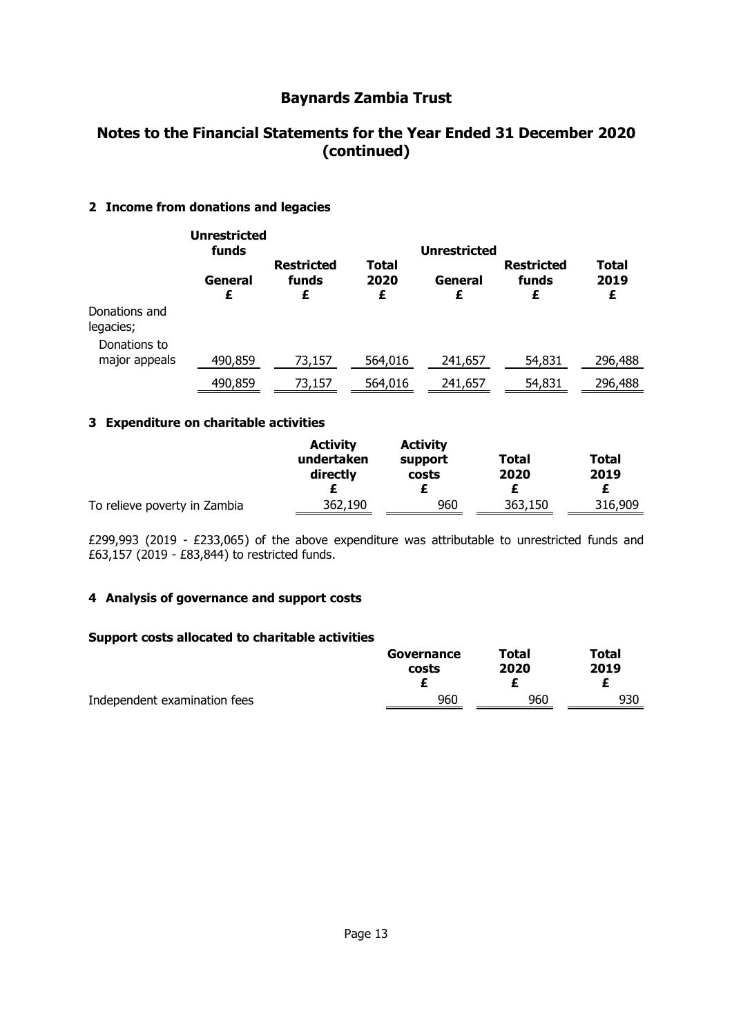# Baynards Zambia Trust

## Notes to the Financial Statements for the Year Ended 31 December 2020 (continued)

### 2 Income from donations and legacies

| | Unrestricted funds | | | Unrestricted | | |
|---|---|---|---|---|---|---|
| | General £ | Restricted funds £ | Total 2020 £ | General £ | Restricted funds £ | Total 2019 £ |
| Donations and legacies; | | | | | | |
| Donations to major appeals | 490,859 | 73,157 | 564,016 | 241,657 | 54,831 | 296,488 |
| | 490,859 | 73,157 | 564,016 | 241,657 | 54,831 | 296,488 |

### 3 Expenditure on charitable activities

| | Activity undertaken directly £ | Activity support costs £ | Total 2020 £ | Total 2019 £ |
|---|---|---|---|---|
| To relieve poverty in Zambia | 362,190 | 960 | 363,150 | 316,909 |

£299,993 (2019 - £233,065) of the above expenditure was attributable to unrestricted funds and £63,157 (2019 - £83,844) to restricted funds.

### 4 Analysis of governance and support costs

**Support costs allocated to charitable activities**

| | Governance costs £ | Total 2020 £ | Total 2019 £ |
|---|---|---|---|
| Independent examination fees | 960 | 960 | 930 |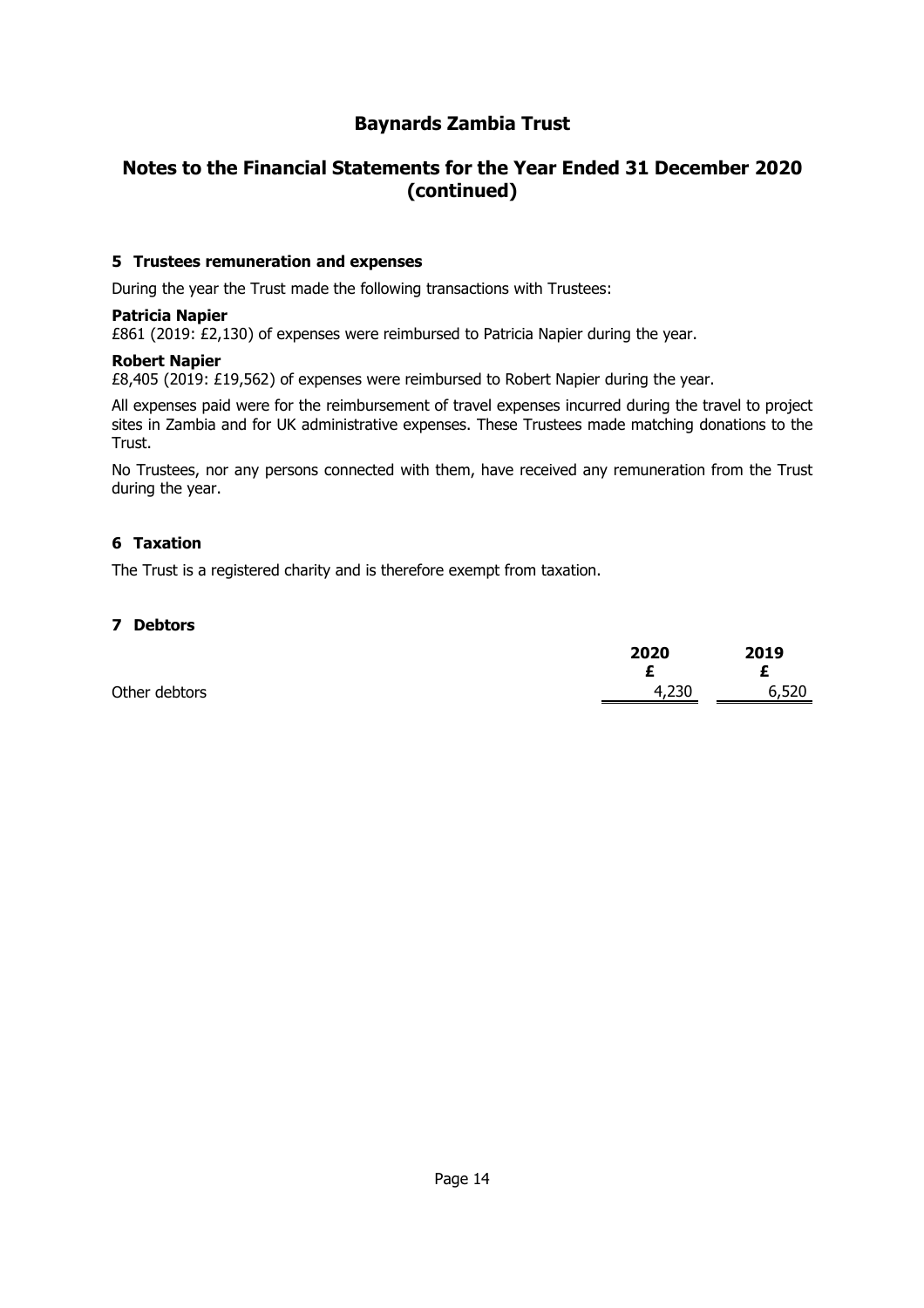# Baynards Zambia Trust

## Notes to the Financial Statements for the Year Ended 31 December 2020 (continued)

### 5 Trustees remuneration and expenses

During the year the Trust made the following transactions with Trustees:

**Patricia Napier**
£861 (2019: £2,130) of expenses were reimbursed to Patricia Napier during the year.

**Robert Napier**
£8,405 (2019: £19,562) of expenses were reimbursed to Robert Napier during the year.

All expenses paid were for the reimbursement of travel expenses incurred during the travel to project sites in Zambia and for UK administrative expenses. These Trustees made matching donations to the Trust.

No Trustees, nor any persons connected with them, have received any remuneration from the Trust during the year.

### 6 Taxation

The Trust is a registered charity and is therefore exempt from taxation.

### 7 Debtors

| | 2020<br>£ | 2019<br>£ |
|---|---|---|
| Other debtors | 4,230 | 6,520 |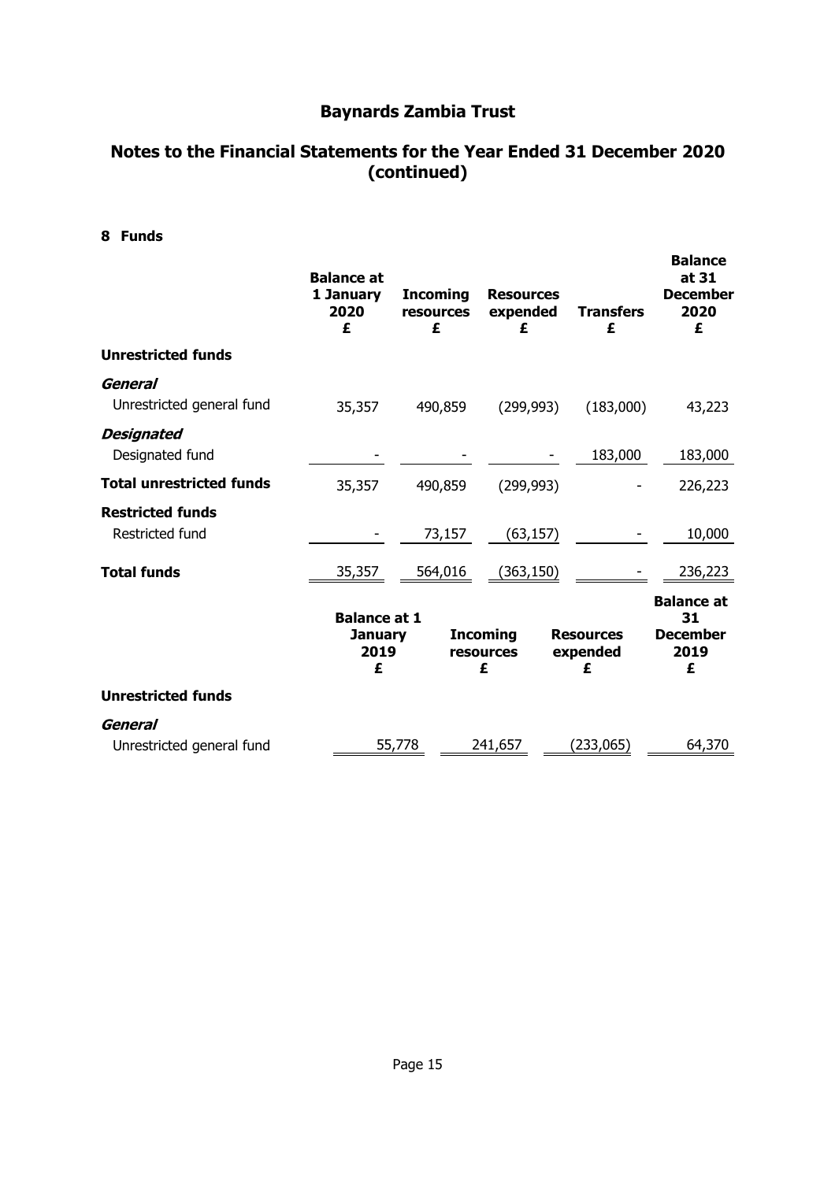# Baynards Zambia Trust

## Notes to the Financial Statements for the Year Ended 31 December 2020 (continued)

### 8 Funds

| | Balance at 1 January 2020 £ | Incoming resources £ | Resources expended £ | Transfers £ | Balance at 31 December 2020 £ |
|---|---|---|---|---|---|
| **Unrestricted funds** | | | | | |
| ***General*** | | | | | |
| Unrestricted general fund | 35,357 | 490,859 | (299,993) | (183,000) | 43,223 |
| ***Designated*** | | | | | |
| Designated fund | - | - | - | 183,000 | 183,000 |
| **Total unrestricted funds** | 35,357 | 490,859 | (299,993) | - | 226,223 |
| **Restricted funds** | | | | | |
| Restricted fund | - | 73,157 | (63,157) | - | 10,000 |
| **Total funds** | 35,357 | 564,016 | (363,150) | - | 236,223 |

| | Balance at 1 January 2019 £ | Incoming resources £ | Resources expended £ | Balance at 31 December 2019 £ |
|---|---|---|---|---|
| **Unrestricted funds** | | | | |
| ***General*** | | | | |
| Unrestricted general fund | 55,778 | 241,657 | (233,065) | 64,370 |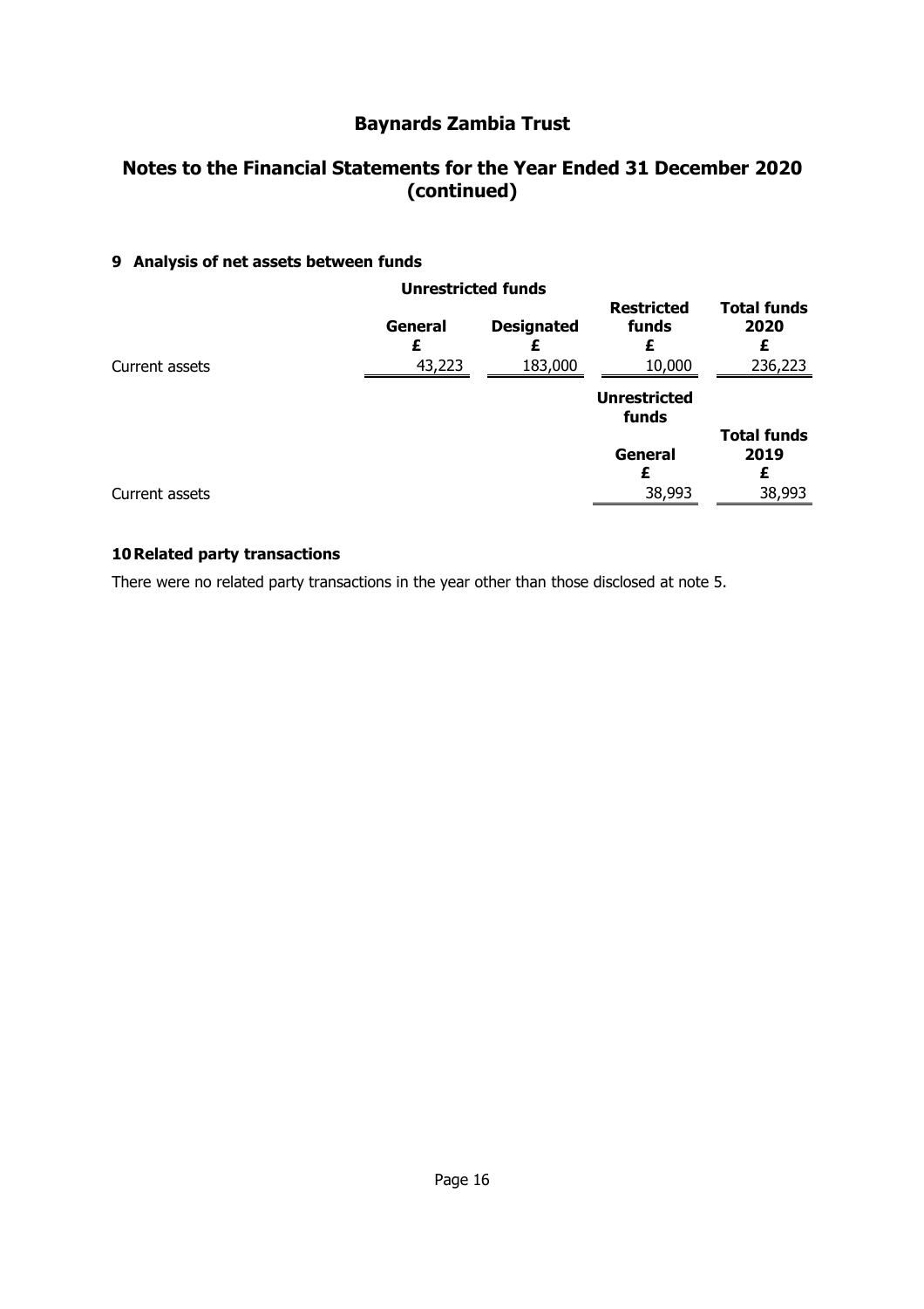# Baynards Zambia Trust

## Notes to the Financial Statements for the Year Ended 31 December 2020 (continued)

### 9 Analysis of net assets between funds

| | Unrestricted funds | | | |
|---|---|---|---|---|
| | General £ | Designated £ | Restricted funds £ | Total funds 2020 £ |
| Current assets | 43,223 | 183,000 | 10,000 | 236,223 |

| | Unrestricted funds | |
|---|---|---|
| | General £ | Total funds 2019 £ |
| Current assets | 38,993 | 38,993 |

### 10 Related party transactions

There were no related party transactions in the year other than those disclosed at note 5.